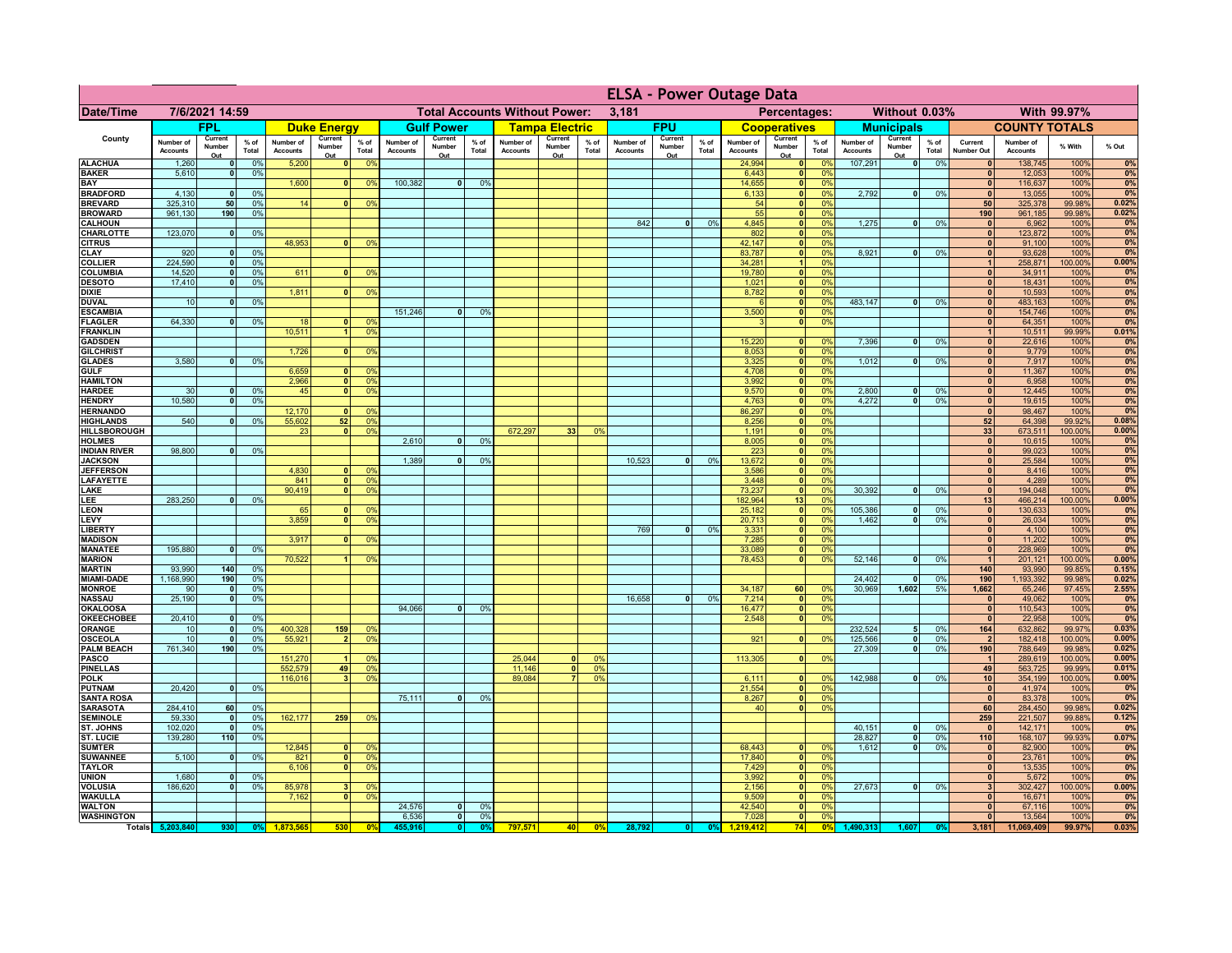# ELSA - Power Outage Data

| Date/Time | 7/6/2021 14:59 | Total Accounts Without Power: | 3,181 | Percentages: | Without 0.03% | With 99.97% |
|---|---|---|---|---|---|---|

| County | FPL | | | Duke Energy | | | Gulf Power | | | Tampa Electric | | | FPU | | | Cooperatives | | | Municipals | | | COUNTY TOTALS | | | |
|---|---|---|---|---|---|---|---|---|---|---|---|---|---|---|---|---|---|---|---|---|---|---|---|---|---|
| | Number of Accounts | Current Number Out | % of Total | Number of Accounts | Current Number Out | % of Total | Number of Accounts | Current Number Out | % of Total | Number of Accounts | Current Number Out | % of Total | Number of Accounts | Current Number Out | % of Total | Number of Accounts | Current Number Out | % of Total | Number of Accounts | Current Number Out | % of Total | Current Number Out | Number of Accounts | % With | % Out |
| ALACHUA | 1,260 | 0 | 0% | 5,200 | 0 | 0% | | | | | | | | | | 24,994 | 0 | 0% | 107,291 | 0 | 0% | 0 | 138,745 | 100% | 0% |
| BAKER | 5,610 | 0 | 0% | | | | | | | | | | | | | 6,443 | 0 | 0% | | | | 0 | 12,053 | 100% | 0% |
| BAY | | | | 1,600 | 0 | 0% | 100,382 | 0 | 0% | | | | | | | 14,655 | 0 | 0% | | | | 0 | 116,637 | 100% | 0% |
| BRADFORD | 4,130 | 0 | 0% | | | | | | | | | | | | | 6,133 | 0 | 0% | 2,792 | 0 | 0% | 0 | 13,055 | 100% | 0% |
| BREVARD | 325,310 | 50 | 0% | 14 | 0 | 0% | | | | | | | | | | 54 | 0 | 0% | | | | 50 | 325,378 | 99.98% | 0.02% |
| BROWARD | 961,130 | 190 | 0% | | | | | | | | | | | | | 55 | 0 | 0% | | | | 190 | 961,185 | 99.98% | 0.02% |
| CALHOUN | | | | | | | | | | | | | 842 | 0 | 0% | 4,845 | 0 | 0% | 1,275 | 0 | 0% | 0 | 6,962 | 100% | 0% |
| CHARLOTTE | 123,070 | 0 | 0% | | | | | | | | | | | | | 802 | 0 | 0% | | | | 0 | 123,872 | 100% | 0% |
| CITRUS | | | | 48,953 | 0 | 0% | | | | | | | | | | 42,147 | 0 | 0% | | | | 0 | 91,100 | 100% | 0% |
| CLAY | 920 | 0 | 0% | | | | | | | | | | | | | 83,787 | 0 | 0% | 8,921 | 0 | 0% | 0 | 93,628 | 100% | 0% |
| COLLIER | 224,590 | 0 | 0% | | | | | | | | | | | | | 34,281 | 1 | 0% | | | | 1 | 258,871 | 100.00% | 0.00% |
| COLUMBIA | 14,520 | 0 | 0% | 611 | 0 | 0% | | | | | | | | | | 19,780 | 0 | 0% | | | | 0 | 34,911 | 100% | 0% |
| DESOTO | 17,410 | 0 | 0% | | | | | | | | | | | | | 1,021 | 0 | 0% | | | | 0 | 18,431 | 100% | 0% |
| DIXIE | | | | 1,811 | 0 | 0% | | | | | | | | | | 8,782 | 0 | 0% | | | | 0 | 10,593 | 100% | 0% |
| DUVAL | 10 | 0 | 0% | | | | | | | | | | | | | 6 | 0 | 0% | 483,147 | 0 | 0% | 0 | 483,163 | 100% | 0% |
| ESCAMBIA | | | | | | | 151,246 | 0 | 0% | | | | | | | 3,500 | 0 | 0% | | | | 0 | 154,746 | 100% | 0% |
| FLAGLER | 64,330 | 0 | 0% | 18 | 0 | 0% | | | | | | | | | | 3 | 0 | 0% | | | | 0 | 64,351 | 100% | 0% |
| FRANKLIN | | | | 10,511 | 1 | 0% | | | | | | | | | | | | | | | | 1 | 10,511 | 99.99% | 0.01% |
| GADSDEN | | | | | | | | | | | | | | | | 15,220 | 0 | 0% | 7,396 | 0 | 0% | 0 | 22,616 | 100% | 0% |
| GILCHRIST | | | | 1,726 | 0 | 0% | | | | | | | | | | 8,053 | 0 | 0% | | | | 0 | 9,779 | 100% | 0% |
| GLADES | 3,580 | 0 | 0% | | | | | | | | | | | | | 3,325 | 0 | 0% | 1,012 | 0 | 0% | 0 | 7,917 | 100% | 0% |
| GULF | | | | 6,659 | 0 | 0% | | | | | | | | | | 4,708 | 0 | 0% | | | | 0 | 11,367 | 100% | 0% |
| HAMILTON | | | | 2,966 | 0 | 0% | | | | | | | | | | 3,992 | 0 | 0% | | | | 0 | 6,958 | 100% | 0% |
| HARDEE | 30 | 0 | 0% | 45 | 0 | 0% | | | | | | | | | | 9,570 | 0 | 0% | 2,800 | 0 | 0% | 0 | 12,445 | 100% | 0% |
| HENDRY | 10,580 | 0 | 0% | | | | | | | | | | | | | 4,763 | 0 | 0% | 4,272 | 0 | 0% | 0 | 19,615 | 100% | 0% |
| HERNANDO | | | | 12,170 | 0 | 0% | | | | | | | | | | 86,297 | 0 | 0% | | | | 0 | 98,467 | 100% | 0% |
| HIGHLANDS | 540 | 0 | 0% | 55,602 | 52 | 0% | | | | | | | | | | 8,256 | 0 | 0% | | | | 52 | 64,398 | 99.92% | 0.08% |
| HILLSBOROUGH | | | | 23 | 0 | 0% | | | | 672,297 | 33 | 0% | | | | 1,191 | 0 | 0% | | | | 33 | 673,511 | 100.00% | 0.00% |
| HOLMES | | | | | | | 2,610 | 0 | 0% | | | | | | | 8,005 | 0 | 0% | | | | 0 | 10,615 | 100% | 0% |
| INDIAN RIVER | 98,800 | 0 | 0% | | | | | | | | | | | | | 223 | 0 | 0% | | | | 0 | 99,023 | 100% | 0% |
| JACKSON | | | | | | | 1,389 | 0 | 0% | | | | 10,523 | 0 | 0% | 13,672 | 0 | 0% | | | | 0 | 25,584 | 100% | 0% |
| JEFFERSON | | | | 4,830 | 0 | 0% | | | | | | | | | | 3,586 | 0 | 0% | | | | 0 | 8,416 | 100% | 0% |
| LAFAYETTE | | | | 841 | 0 | 0% | | | | | | | | | | 3,448 | 0 | 0% | | | | 0 | 4,289 | 100% | 0% |
| LAKE | | | | 90,419 | 0 | 0% | | | | | | | | | | 73,237 | 0 | 0% | 30,392 | 0 | 0% | 0 | 194,048 | 100% | 0% |
| LEE | 283,250 | 0 | 0% | | | | | | | | | | | | | 182,964 | 13 | 0% | | | | 13 | 466,214 | 100.00% | 0.00% |
| LEON | | | | 65 | 0 | 0% | | | | | | | | | | 25,182 | 0 | 0% | 105,386 | 0 | 0% | 0 | 130,633 | 100% | 0% |
| LEVY | | | | 3,859 | 0 | 0% | | | | | | | | | | 20,713 | 0 | 0% | 1,462 | 0 | 0% | 0 | 26,034 | 100% | 0% |
| LIBERTY | | | | | | | | | | | | | 769 | 0 | 0% | 3,331 | 0 | 0% | | | | 0 | 4,100 | 100% | 0% |
| MADISON | | | | 3,917 | 0 | 0% | | | | | | | | | | 7,285 | 0 | 0% | | | | 0 | 11,202 | 100% | 0% |
| MANATEE | 195,880 | 0 | 0% | | | | | | | | | | | | | 33,089 | 0 | 0% | | | | 0 | 228,969 | 100% | 0% |
| MARION | | | | 70,522 | 1 | 0% | | | | | | | | | | 78,453 | 0 | 0% | 52,146 | 0 | 0% | 1 | 201,121 | 100.00% | 0.00% |
| MARTIN | 93,990 | 140 | 0% | | | | | | | | | | | | | | | | | | | 140 | 93,990 | 99.85% | 0.15% |
| MIAMI-DADE | 1,168,990 | 190 | 0% | | | | | | | | | | | | | | | | 24,402 | 0 | 0% | 190 | 1,193,392 | 99.98% | 0.02% |
| MONROE | 90 | 0 | 0% | | | | | | | | | | | | | 34,187 | 60 | 0% | 30,969 | 1,602 | 5% | 1,662 | 65,246 | 97.45% | 2.55% |
| NASSAU | 25,190 | 0 | 0% | | | | | | | | | | 16,658 | 0 | 0% | 7,214 | 0 | 0% | | | | 0 | 49,062 | 100% | 0% |
| OKALOOSA | | | | | | | 94,066 | 0 | 0% | | | | | | | 16,477 | 0 | 0% | | | | 0 | 110,543 | 100% | 0% |
| OKEECHOBEE | 20,410 | 0 | 0% | | | | | | | | | | | | | 2,548 | 0 | 0% | | | | 0 | 22,958 | 100% | 0% |
| ORANGE | 10 | 0 | 0% | 400,328 | 159 | 0% | | | | | | | | | | | | | 232,524 | 5 | 0% | 164 | 632,862 | 99.97% | 0.03% |
| OSCEOLA | 10 | 0 | 0% | 55,921 | 2 | 0% | | | | | | | | | | 921 | 0 | 0% | 125,566 | 0 | 0% | 2 | 182,418 | 100.00% | 0.00% |
| PALM BEACH | 761,340 | 190 | 0% | | | | | | | | | | | | | | | | 27,309 | 0 | 0% | 190 | 788,649 | 99.98% | 0.02% |
| PASCO | | | | 151,270 | 1 | 0% | | | | 25,044 | 0 | 0% | | | | 113,305 | 0 | 0% | | | | 1 | 289,619 | 100.00% | 0.00% |
| PINELLAS | | | | 552,579 | 49 | 0% | | | | 11,146 | 0 | 0% | | | | | | | | | | 49 | 563,725 | 99.99% | 0.01% |
| POLK | | | | 116,016 | 3 | 0% | | | | 89,084 | 7 | 0% | | | | 6,111 | 0 | 0% | 142,988 | 0 | 0% | 10 | 354,199 | 100.00% | 0.00% |
| PUTNAM | 20,420 | 0 | 0% | | | | | | | | | | | | | 21,554 | 0 | 0% | | | | 0 | 41,974 | 100% | 0% |
| SANTA ROSA | | | | | | | 75,111 | 0 | 0% | | | | | | | 8,267 | 0 | 0% | | | | 0 | 83,378 | 100% | 0% |
| SARASOTA | 284,410 | 60 | 0% | | | | | | | | | | | | | 40 | 0 | 0% | | | | 60 | 284,450 | 99.98% | 0.02% |
| SEMINOLE | 59,330 | 0 | 0% | 162,177 | 259 | 0% | | | | | | | | | | | | | | | | 259 | 221,507 | 99.88% | 0.12% |
| ST. JOHNS | 102,020 | 0 | 0% | | | | | | | | | | | | | | | | 40,151 | 0 | 0% | 0 | 142,171 | 100% | 0% |
| ST. LUCIE | 139,280 | 110 | 0% | | | | | | | | | | | | | | | | 28,827 | 0 | 0% | 110 | 168,107 | 99.93% | 0.07% |
| SUMTER | | | | 12,845 | 0 | 0% | | | | | | | | | | 68,443 | 0 | 0% | 1,612 | 0 | 0% | 0 | 82,900 | 100% | 0% |
| SUWANNEE | 5,100 | 0 | 0% | 821 | 0 | 0% | | | | | | | | | | 17,840 | 0 | 0% | | | | 0 | 23,761 | 100% | 0% |
| TAYLOR | | | | 6,106 | 0 | 0% | | | | | | | | | | 7,429 | 0 | 0% | | | | 0 | 13,535 | 100% | 0% |
| UNION | 1,680 | 0 | 0% | | | | | | | | | | | | | 3,992 | 0 | 0% | | | | 0 | 5,672 | 100% | 0% |
| VOLUSIA | 186,620 | 0 | 0% | 85,978 | 3 | 0% | | | | | | | | | | 2,156 | 0 | 0% | 27,673 | 0 | 0% | 3 | 302,427 | 100.00% | 0.00% |
| WAKULLA | | | | 7,162 | 0 | 0% | | | | | | | | | | 9,509 | 0 | 0% | | | | 0 | 16,671 | 100% | 0% |
| WALTON | | | | | | | 24,576 | 0 | 0% | | | | | | | 42,540 | 0 | 0% | | | | 0 | 67,116 | 100% | 0% |
| WASHINGTON | | | | | | | 6,536 | 0 | 0% | | | | | | | 7,028 | 0 | 0% | | | | 0 | 13,564 | 100% | 0% |
| Totals | 5,203,840 | 930 | 0% | 1,873,565 | 530 | 0% | 455,916 | 0 | 0% | 797,571 | 40 | 0% | 28,792 | 0 | 0% | 1,219,412 | 74 | 0% | 1,490,313 | 1,607 | 0% | 3,181 | 11,069,409 | 99.97% | 0.03% |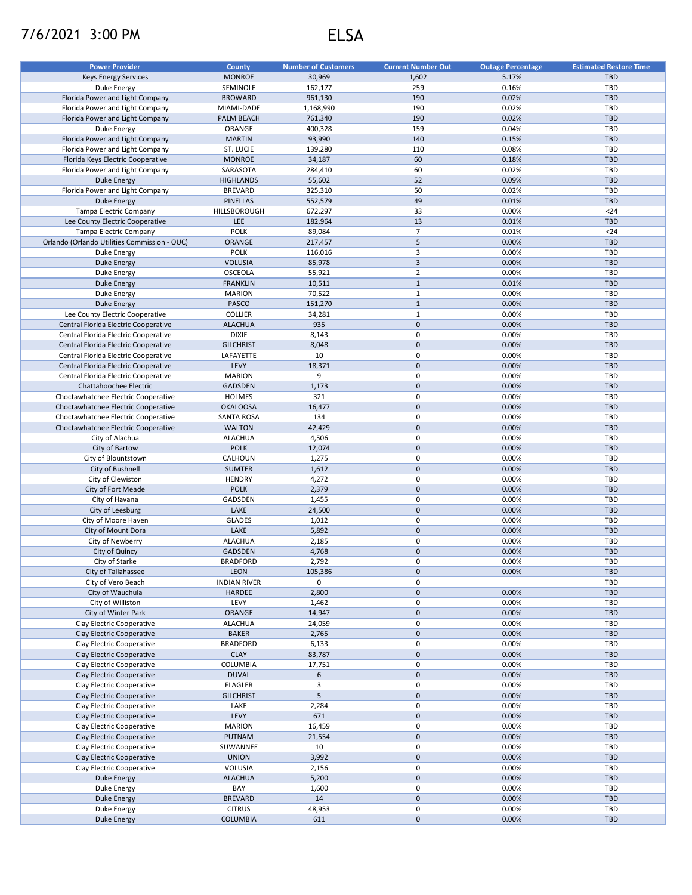7/6/2021 3:00 PM

# ELSA

| Power Provider | County | Number of Customers | Current Number Out | Outage Percentage | Estimated Restore Time |
|---|---|---|---|---|---|
| Keys Energy Services | MONROE | 30,969 | 1,602 | 5.17% | TBD |
| Duke Energy | SEMINOLE | 162,177 | 259 | 0.16% | TBD |
| Florida Power and Light Company | BROWARD | 961,130 | 190 | 0.02% | TBD |
| Florida Power and Light Company | MIAMI-DADE | 1,168,990 | 190 | 0.02% | TBD |
| Florida Power and Light Company | PALM BEACH | 761,340 | 190 | 0.02% | TBD |
| Duke Energy | ORANGE | 400,328 | 159 | 0.04% | TBD |
| Florida Power and Light Company | MARTIN | 93,990 | 140 | 0.15% | TBD |
| Florida Power and Light Company | ST. LUCIE | 139,280 | 110 | 0.08% | TBD |
| Florida Keys Electric Cooperative | MONROE | 34,187 | 60 | 0.18% | TBD |
| Florida Power and Light Company | SARASOTA | 284,410 | 60 | 0.02% | TBD |
| Duke Energy | HIGHLANDS | 55,602 | 52 | 0.09% | TBD |
| Florida Power and Light Company | BREVARD | 325,310 | 50 | 0.02% | TBD |
| Duke Energy | PINELLAS | 552,579 | 49 | 0.01% | TBD |
| Tampa Electric Company | HILLSBOROUGH | 672,297 | 33 | 0.00% | <24 |
| Lee County Electric Cooperative | LEE | 182,964 | 13 | 0.01% | TBD |
| Tampa Electric Company | POLK | 89,084 | 7 | 0.01% | <24 |
| Orlando (Orlando Utilities Commission - OUC) | ORANGE | 217,457 | 5 | 0.00% | TBD |
| Duke Energy | POLK | 116,016 | 3 | 0.00% | TBD |
| Duke Energy | VOLUSIA | 85,978 | 3 | 0.00% | TBD |
| Duke Energy | OSCEOLA | 55,921 | 2 | 0.00% | TBD |
| Duke Energy | FRANKLIN | 10,511 | 1 | 0.01% | TBD |
| Duke Energy | MARION | 70,522 | 1 | 0.00% | TBD |
| Duke Energy | PASCO | 151,270 | 1 | 0.00% | TBD |
| Lee County Electric Cooperative | COLLIER | 34,281 | 1 | 0.00% | TBD |
| Central Florida Electric Cooperative | ALACHUA | 935 | 0 | 0.00% | TBD |
| Central Florida Electric Cooperative | DIXIE | 8,143 | 0 | 0.00% | TBD |
| Central Florida Electric Cooperative | GILCHRIST | 8,048 | 0 | 0.00% | TBD |
| Central Florida Electric Cooperative | LAFAYETTE | 10 | 0 | 0.00% | TBD |
| Central Florida Electric Cooperative | LEVY | 18,371 | 0 | 0.00% | TBD |
| Central Florida Electric Cooperative | MARION | 9 | 0 | 0.00% | TBD |
| Chattahoochee Electric | GADSDEN | 1,173 | 0 | 0.00% | TBD |
| Choctawhatchee Electric Cooperative | HOLMES | 321 | 0 | 0.00% | TBD |
| Choctawhatchee Electric Cooperative | OKALOOSA | 16,477 | 0 | 0.00% | TBD |
| Choctawhatchee Electric Cooperative | SANTA ROSA | 134 | 0 | 0.00% | TBD |
| Choctawhatchee Electric Cooperative | WALTON | 42,429 | 0 | 0.00% | TBD |
| City of Alachua | ALACHUA | 4,506 | 0 | 0.00% | TBD |
| City of Bartow | POLK | 12,074 | 0 | 0.00% | TBD |
| City of Blountstown | CALHOUN | 1,275 | 0 | 0.00% | TBD |
| City of Bushnell | SUMTER | 1,612 | 0 | 0.00% | TBD |
| City of Clewiston | HENDRY | 4,272 | 0 | 0.00% | TBD |
| City of Fort Meade | POLK | 2,379 | 0 | 0.00% | TBD |
| City of Havana | GADSDEN | 1,455 | 0 | 0.00% | TBD |
| City of Leesburg | LAKE | 24,500 | 0 | 0.00% | TBD |
| City of Moore Haven | GLADES | 1,012 | 0 | 0.00% | TBD |
| City of Mount Dora | LAKE | 5,892 | 0 | 0.00% | TBD |
| City of Newberry | ALACHUA | 2,185 | 0 | 0.00% | TBD |
| City of Quincy | GADSDEN | 4,768 | 0 | 0.00% | TBD |
| City of Starke | BRADFORD | 2,792 | 0 | 0.00% | TBD |
| City of Tallahassee | LEON | 105,386 | 0 | 0.00% | TBD |
| City of Vero Beach | INDIAN RIVER | 0 | 0 | | TBD |
| City of Wauchula | HARDEE | 2,800 | 0 | 0.00% | TBD |
| City of Williston | LEVY | 1,462 | 0 | 0.00% | TBD |
| City of Winter Park | ORANGE | 14,947 | 0 | 0.00% | TBD |
| Clay Electric Cooperative | ALACHUA | 24,059 | 0 | 0.00% | TBD |
| Clay Electric Cooperative | BAKER | 2,765 | 0 | 0.00% | TBD |
| Clay Electric Cooperative | BRADFORD | 6,133 | 0 | 0.00% | TBD |
| Clay Electric Cooperative | CLAY | 83,787 | 0 | 0.00% | TBD |
| Clay Electric Cooperative | COLUMBIA | 17,751 | 0 | 0.00% | TBD |
| Clay Electric Cooperative | DUVAL | 6 | 0 | 0.00% | TBD |
| Clay Electric Cooperative | FLAGLER | 3 | 0 | 0.00% | TBD |
| Clay Electric Cooperative | GILCHRIST | 5 | 0 | 0.00% | TBD |
| Clay Electric Cooperative | LAKE | 2,284 | 0 | 0.00% | TBD |
| Clay Electric Cooperative | LEVY | 671 | 0 | 0.00% | TBD |
| Clay Electric Cooperative | MARION | 16,459 | 0 | 0.00% | TBD |
| Clay Electric Cooperative | PUTNAM | 21,554 | 0 | 0.00% | TBD |
| Clay Electric Cooperative | SUWANNEE | 10 | 0 | 0.00% | TBD |
| Clay Electric Cooperative | UNION | 3,992 | 0 | 0.00% | TBD |
| Clay Electric Cooperative | VOLUSIA | 2,156 | 0 | 0.00% | TBD |
| Duke Energy | ALACHUA | 5,200 | 0 | 0.00% | TBD |
| Duke Energy | BAY | 1,600 | 0 | 0.00% | TBD |
| Duke Energy | BREVARD | 14 | 0 | 0.00% | TBD |
| Duke Energy | CITRUS | 48,953 | 0 | 0.00% | TBD |
| Duke Energy | COLUMBIA | 611 | 0 | 0.00% | TBD |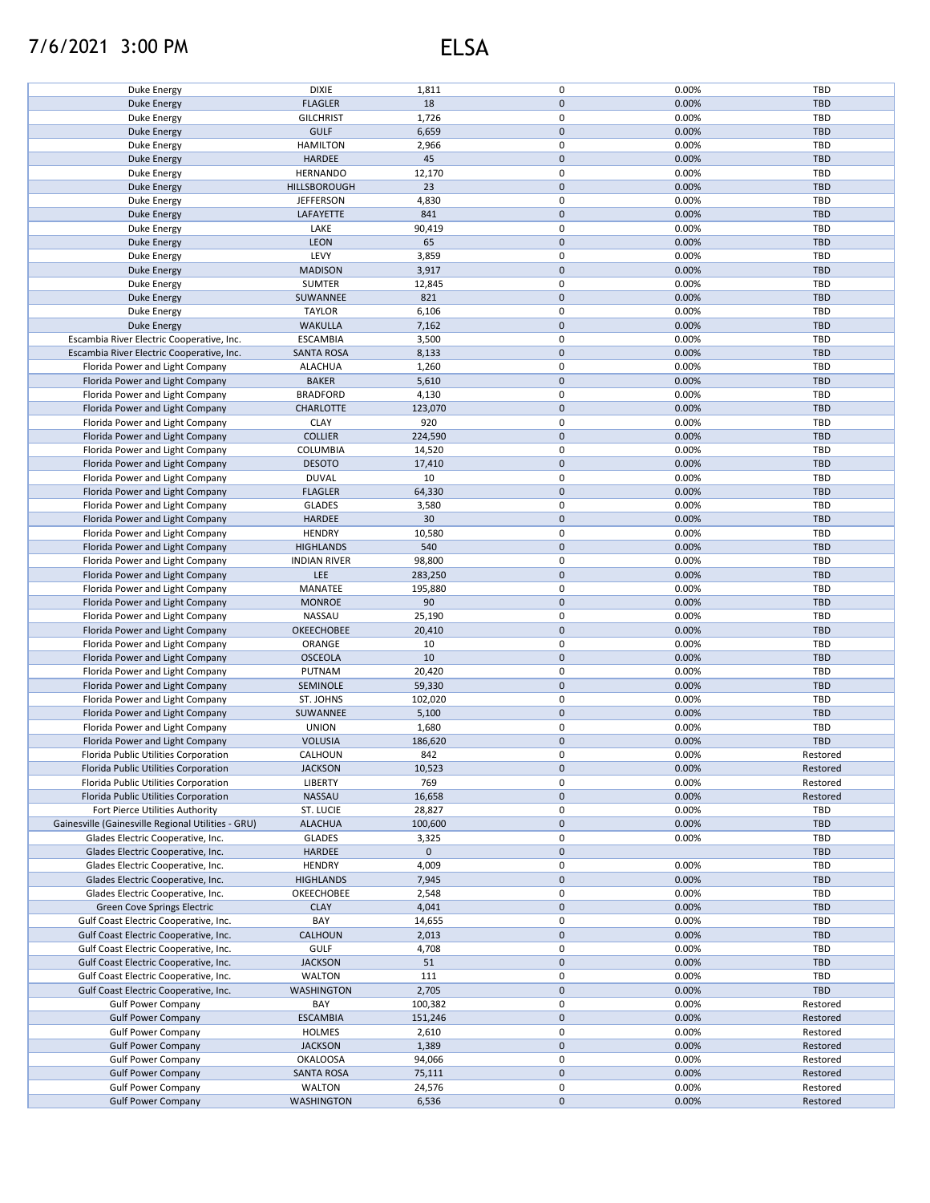7/6/2021 3:00 PM

# ELSA

| | | | | | |
|---|---|---|---|---|---|
| Duke Energy | DIXIE | 1,811 | 0 | 0.00% | TBD |
| Duke Energy | FLAGLER | 18 | 0 | 0.00% | TBD |
| Duke Energy | GILCHRIST | 1,726 | 0 | 0.00% | TBD |
| Duke Energy | GULF | 6,659 | 0 | 0.00% | TBD |
| Duke Energy | HAMILTON | 2,966 | 0 | 0.00% | TBD |
| Duke Energy | HARDEE | 45 | 0 | 0.00% | TBD |
| Duke Energy | HERNANDO | 12,170 | 0 | 0.00% | TBD |
| Duke Energy | HILLSBOROUGH | 23 | 0 | 0.00% | TBD |
| Duke Energy | JEFFERSON | 4,830 | 0 | 0.00% | TBD |
| Duke Energy | LAFAYETTE | 841 | 0 | 0.00% | TBD |
| Duke Energy | LAKE | 90,419 | 0 | 0.00% | TBD |
| Duke Energy | LEON | 65 | 0 | 0.00% | TBD |
| Duke Energy | LEVY | 3,859 | 0 | 0.00% | TBD |
| Duke Energy | MADISON | 3,917 | 0 | 0.00% | TBD |
| Duke Energy | SUMTER | 12,845 | 0 | 0.00% | TBD |
| Duke Energy | SUWANNEE | 821 | 0 | 0.00% | TBD |
| Duke Energy | TAYLOR | 6,106 | 0 | 0.00% | TBD |
| Duke Energy | WAKULLA | 7,162 | 0 | 0.00% | TBD |
| Escambia River Electric Cooperative, Inc. | ESCAMBIA | 3,500 | 0 | 0.00% | TBD |
| Escambia River Electric Cooperative, Inc. | SANTA ROSA | 8,133 | 0 | 0.00% | TBD |
| Florida Power and Light Company | ALACHUA | 1,260 | 0 | 0.00% | TBD |
| Florida Power and Light Company | BAKER | 5,610 | 0 | 0.00% | TBD |
| Florida Power and Light Company | BRADFORD | 4,130 | 0 | 0.00% | TBD |
| Florida Power and Light Company | CHARLOTTE | 123,070 | 0 | 0.00% | TBD |
| Florida Power and Light Company | CLAY | 920 | 0 | 0.00% | TBD |
| Florida Power and Light Company | COLLIER | 224,590 | 0 | 0.00% | TBD |
| Florida Power and Light Company | COLUMBIA | 14,520 | 0 | 0.00% | TBD |
| Florida Power and Light Company | DESOTO | 17,410 | 0 | 0.00% | TBD |
| Florida Power and Light Company | DUVAL | 10 | 0 | 0.00% | TBD |
| Florida Power and Light Company | FLAGLER | 64,330 | 0 | 0.00% | TBD |
| Florida Power and Light Company | GLADES | 3,580 | 0 | 0.00% | TBD |
| Florida Power and Light Company | HARDEE | 30 | 0 | 0.00% | TBD |
| Florida Power and Light Company | HENDRY | 10,580 | 0 | 0.00% | TBD |
| Florida Power and Light Company | HIGHLANDS | 540 | 0 | 0.00% | TBD |
| Florida Power and Light Company | INDIAN RIVER | 98,800 | 0 | 0.00% | TBD |
| Florida Power and Light Company | LEE | 283,250 | 0 | 0.00% | TBD |
| Florida Power and Light Company | MANATEE | 195,880 | 0 | 0.00% | TBD |
| Florida Power and Light Company | MONROE | 90 | 0 | 0.00% | TBD |
| Florida Power and Light Company | NASSAU | 25,190 | 0 | 0.00% | TBD |
| Florida Power and Light Company | OKEECHOBEE | 20,410 | 0 | 0.00% | TBD |
| Florida Power and Light Company | ORANGE | 10 | 0 | 0.00% | TBD |
| Florida Power and Light Company | OSCEOLA | 10 | 0 | 0.00% | TBD |
| Florida Power and Light Company | PUTNAM | 20,420 | 0 | 0.00% | TBD |
| Florida Power and Light Company | SEMINOLE | 59,330 | 0 | 0.00% | TBD |
| Florida Power and Light Company | ST. JOHNS | 102,020 | 0 | 0.00% | TBD |
| Florida Power and Light Company | SUWANNEE | 5,100 | 0 | 0.00% | TBD |
| Florida Power and Light Company | UNION | 1,680 | 0 | 0.00% | TBD |
| Florida Power and Light Company | VOLUSIA | 186,620 | 0 | 0.00% | TBD |
| Florida Public Utilities Corporation | CALHOUN | 842 | 0 | 0.00% | Restored |
| Florida Public Utilities Corporation | JACKSON | 10,523 | 0 | 0.00% | Restored |
| Florida Public Utilities Corporation | LIBERTY | 769 | 0 | 0.00% | Restored |
| Florida Public Utilities Corporation | NASSAU | 16,658 | 0 | 0.00% | Restored |
| Fort Pierce Utilities Authority | ST. LUCIE | 28,827 | 0 | 0.00% | TBD |
| Gainesville (Gainesville Regional Utilities - GRU) | ALACHUA | 100,600 | 0 | 0.00% | TBD |
| Glades Electric Cooperative, Inc. | GLADES | 3,325 | 0 | 0.00% | TBD |
| Glades Electric Cooperative, Inc. | HARDEE | 0 | 0 | | TBD |
| Glades Electric Cooperative, Inc. | HENDRY | 4,009 | 0 | 0.00% | TBD |
| Glades Electric Cooperative, Inc. | HIGHLANDS | 7,945 | 0 | 0.00% | TBD |
| Glades Electric Cooperative, Inc. | OKEECHOBEE | 2,548 | 0 | 0.00% | TBD |
| Green Cove Springs Electric | CLAY | 4,041 | 0 | 0.00% | TBD |
| Gulf Coast Electric Cooperative, Inc. | BAY | 14,655 | 0 | 0.00% | TBD |
| Gulf Coast Electric Cooperative, Inc. | CALHOUN | 2,013 | 0 | 0.00% | TBD |
| Gulf Coast Electric Cooperative, Inc. | GULF | 4,708 | 0 | 0.00% | TBD |
| Gulf Coast Electric Cooperative, Inc. | JACKSON | 51 | 0 | 0.00% | TBD |
| Gulf Coast Electric Cooperative, Inc. | WALTON | 111 | 0 | 0.00% | TBD |
| Gulf Coast Electric Cooperative, Inc. | WASHINGTON | 2,705 | 0 | 0.00% | TBD |
| Gulf Power Company | BAY | 100,382 | 0 | 0.00% | Restored |
| Gulf Power Company | ESCAMBIA | 151,246 | 0 | 0.00% | Restored |
| Gulf Power Company | HOLMES | 2,610 | 0 | 0.00% | Restored |
| Gulf Power Company | JACKSON | 1,389 | 0 | 0.00% | Restored |
| Gulf Power Company | OKALOOSA | 94,066 | 0 | 0.00% | Restored |
| Gulf Power Company | SANTA ROSA | 75,111 | 0 | 0.00% | Restored |
| Gulf Power Company | WALTON | 24,576 | 0 | 0.00% | Restored |
| Gulf Power Company | WASHINGTON | 6,536 | 0 | 0.00% | Restored |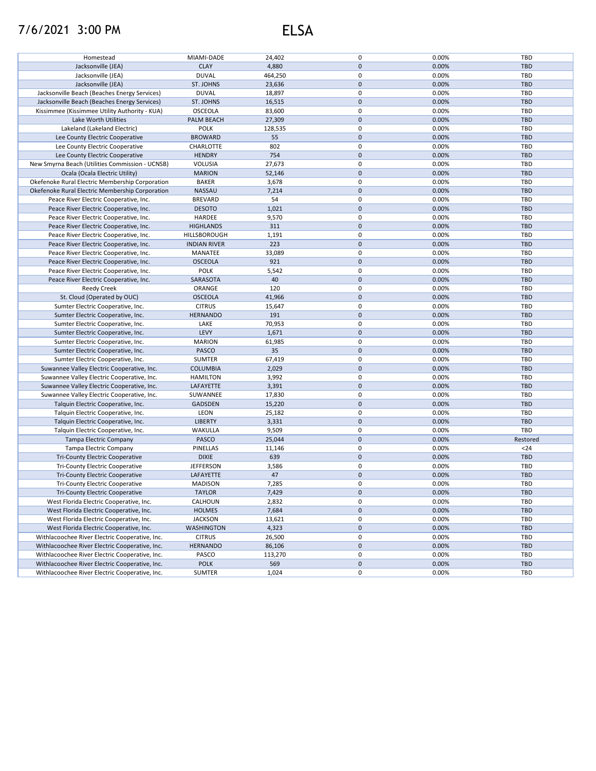# 7/6/2021 3:00 PM

# ELSA

| | | | | | |
|---|---|---|---|---|---|
| Homestead | MIAMI-DADE | 24,402 | 0 | 0.00% | TBD |
| Jacksonville (JEA) | CLAY | 4,880 | 0 | 0.00% | TBD |
| Jacksonville (JEA) | DUVAL | 464,250 | 0 | 0.00% | TBD |
| Jacksonville (JEA) | ST. JOHNS | 23,636 | 0 | 0.00% | TBD |
| Jacksonville Beach (Beaches Energy Services) | DUVAL | 18,897 | 0 | 0.00% | TBD |
| Jacksonville Beach (Beaches Energy Services) | ST. JOHNS | 16,515 | 0 | 0.00% | TBD |
| Kissimmee (Kissimmee Utility Authority - KUA) | OSCEOLA | 83,600 | 0 | 0.00% | TBD |
| Lake Worth Utilities | PALM BEACH | 27,309 | 0 | 0.00% | TBD |
| Lakeland (Lakeland Electric) | POLK | 128,535 | 0 | 0.00% | TBD |
| Lee County Electric Cooperative | BROWARD | 55 | 0 | 0.00% | TBD |
| Lee County Electric Cooperative | CHARLOTTE | 802 | 0 | 0.00% | TBD |
| Lee County Electric Cooperative | HENDRY | 754 | 0 | 0.00% | TBD |
| New Smyrna Beach (Utilities Commission - UCNSB) | VOLUSIA | 27,673 | 0 | 0.00% | TBD |
| Ocala (Ocala Electric Utility) | MARION | 52,146 | 0 | 0.00% | TBD |
| Okefenoke Rural Electric Membership Corporation | BAKER | 3,678 | 0 | 0.00% | TBD |
| Okefenoke Rural Electric Membership Corporation | NASSAU | 7,214 | 0 | 0.00% | TBD |
| Peace River Electric Cooperative, Inc. | BREVARD | 54 | 0 | 0.00% | TBD |
| Peace River Electric Cooperative, Inc. | DESOTO | 1,021 | 0 | 0.00% | TBD |
| Peace River Electric Cooperative, Inc. | HARDEE | 9,570 | 0 | 0.00% | TBD |
| Peace River Electric Cooperative, Inc. | HIGHLANDS | 311 | 0 | 0.00% | TBD |
| Peace River Electric Cooperative, Inc. | HILLSBOROUGH | 1,191 | 0 | 0.00% | TBD |
| Peace River Electric Cooperative, Inc. | INDIAN RIVER | 223 | 0 | 0.00% | TBD |
| Peace River Electric Cooperative, Inc. | MANATEE | 33,089 | 0 | 0.00% | TBD |
| Peace River Electric Cooperative, Inc. | OSCEOLA | 921 | 0 | 0.00% | TBD |
| Peace River Electric Cooperative, Inc. | POLK | 5,542 | 0 | 0.00% | TBD |
| Peace River Electric Cooperative, Inc. | SARASOTA | 40 | 0 | 0.00% | TBD |
| Reedy Creek | ORANGE | 120 | 0 | 0.00% | TBD |
| St. Cloud (Operated by OUC) | OSCEOLA | 41,966 | 0 | 0.00% | TBD |
| Sumter Electric Cooperative, Inc. | CITRUS | 15,647 | 0 | 0.00% | TBD |
| Sumter Electric Cooperative, Inc. | HERNANDO | 191 | 0 | 0.00% | TBD |
| Sumter Electric Cooperative, Inc. | LAKE | 70,953 | 0 | 0.00% | TBD |
| Sumter Electric Cooperative, Inc. | LEVY | 1,671 | 0 | 0.00% | TBD |
| Sumter Electric Cooperative, Inc. | MARION | 61,985 | 0 | 0.00% | TBD |
| Sumter Electric Cooperative, Inc. | PASCO | 35 | 0 | 0.00% | TBD |
| Sumter Electric Cooperative, Inc. | SUMTER | 67,419 | 0 | 0.00% | TBD |
| Suwannee Valley Electric Cooperative, Inc. | COLUMBIA | 2,029 | 0 | 0.00% | TBD |
| Suwannee Valley Electric Cooperative, Inc. | HAMILTON | 3,992 | 0 | 0.00% | TBD |
| Suwannee Valley Electric Cooperative, Inc. | LAFAYETTE | 3,391 | 0 | 0.00% | TBD |
| Suwannee Valley Electric Cooperative, Inc. | SUWANNEE | 17,830 | 0 | 0.00% | TBD |
| Talquin Electric Cooperative, Inc. | GADSDEN | 15,220 | 0 | 0.00% | TBD |
| Talquin Electric Cooperative, Inc. | LEON | 25,182 | 0 | 0.00% | TBD |
| Talquin Electric Cooperative, Inc. | LIBERTY | 3,331 | 0 | 0.00% | TBD |
| Talquin Electric Cooperative, Inc. | WAKULLA | 9,509 | 0 | 0.00% | TBD |
| Tampa Electric Company | PASCO | 25,044 | 0 | 0.00% | Restored |
| Tampa Electric Company | PINELLAS | 11,146 | 0 | 0.00% | <24 |
| Tri-County Electric Cooperative | DIXIE | 639 | 0 | 0.00% | TBD |
| Tri-County Electric Cooperative | JEFFERSON | 3,586 | 0 | 0.00% | TBD |
| Tri-County Electric Cooperative | LAFAYETTE | 47 | 0 | 0.00% | TBD |
| Tri-County Electric Cooperative | MADISON | 7,285 | 0 | 0.00% | TBD |
| Tri-County Electric Cooperative | TAYLOR | 7,429 | 0 | 0.00% | TBD |
| West Florida Electric Cooperative, Inc. | CALHOUN | 2,832 | 0 | 0.00% | TBD |
| West Florida Electric Cooperative, Inc. | HOLMES | 7,684 | 0 | 0.00% | TBD |
| West Florida Electric Cooperative, Inc. | JACKSON | 13,621 | 0 | 0.00% | TBD |
| West Florida Electric Cooperative, Inc. | WASHINGTON | 4,323 | 0 | 0.00% | TBD |
| Withlacoochee River Electric Cooperative, Inc. | CITRUS | 26,500 | 0 | 0.00% | TBD |
| Withlacoochee River Electric Cooperative, Inc. | HERNANDO | 86,106 | 0 | 0.00% | TBD |
| Withlacoochee River Electric Cooperative, Inc. | PASCO | 113,270 | 0 | 0.00% | TBD |
| Withlacoochee River Electric Cooperative, Inc. | POLK | 569 | 0 | 0.00% | TBD |
| Withlacoochee River Electric Cooperative, Inc. | SUMTER | 1,024 | 0 | 0.00% | TBD |